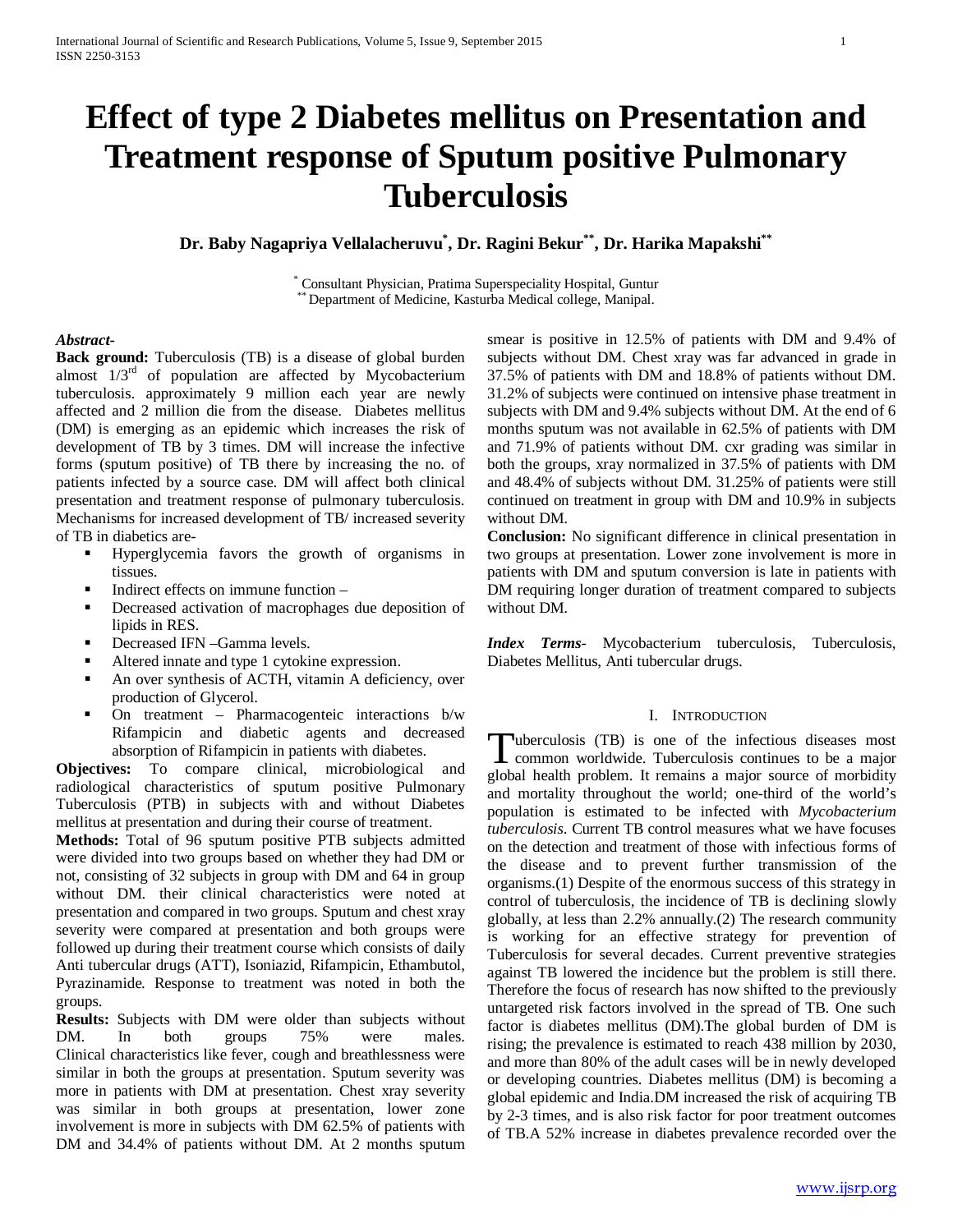# Effect of type 2 Diabetes mellitus on Presentation and Treatment response of Sputum positive Pulmonary Tuberculosis

**Dr. Baby Nagapriya Vellalacheruvu[*], Dr. Ragini Bekur[**], Dr. Harika Mapakshi[**]**

[*] Consultant Physician, Pratima Superspeciality Hospital, Guntur
[**] Department of Medicine, Kasturba Medical college, Manipal.

***Abstract-***

**Back ground:** Tuberculosis (TB) is a disease of global burden almost 1/3[rd] of population are affected by Mycobacterium tuberculosis. approximately 9 million each year are newly affected and 2 million die from the disease. Diabetes mellitus (DM) is emerging as an epidemic which increases the risk of development of TB by 3 times. DM will increase the infective forms (sputum positive) of TB there by increasing the no. of patients infected by a source case. DM will affect both clinical presentation and treatment response of pulmonary tuberculosis. Mechanisms for increased development of TB/ increased severity of TB in diabetics are-

- Hyperglycemia favors the growth of organisms in tissues.
- Indirect effects on immune function –
- Decreased activation of macrophages due deposition of lipids in RES.
- Decreased IFN –Gamma levels.
- Altered innate and type 1 cytokine expression.
- An over synthesis of ACTH, vitamin A deficiency, over production of Glycerol.
- On treatment – Pharmacogenteic interactions b/w Rifampicin and diabetic agents and decreased absorption of Rifampicin in patients with diabetes.

**Objectives:** To compare clinical, microbiological and radiological characteristics of sputum positive Pulmonary Tuberculosis (PTB) in subjects with and without Diabetes mellitus at presentation and during their course of treatment.

**Methods:** Total of 96 sputum positive PTB subjects admitted were divided into two groups based on whether they had DM or not, consisting of 32 subjects in group with DM and 64 in group without DM. their clinical characteristics were noted at presentation and compared in two groups. Sputum and chest xray severity were compared at presentation and both groups were followed up during their treatment course which consists of daily Anti tubercular drugs (ATT), Isoniazid, Rifampicin, Ethambutol, Pyrazinamide. Response to treatment was noted in both the groups.

**Results:** Subjects with DM were older than subjects without DM. In both groups 75% were males. Clinical characteristics like fever, cough and breathlessness were similar in both the groups at presentation. Sputum severity was more in patients with DM at presentation. Chest xray severity was similar in both groups at presentation, lower zone involvement is more in subjects with DM 62.5% of patients with DM and 34.4% of patients without DM. At 2 months sputum smear is positive in 12.5% of patients with DM and 9.4% of subjects without DM. Chest xray was far advanced in grade in 37.5% of patients with DM and 18.8% of patients without DM. 31.2% of subjects were continued on intensive phase treatment in subjects with DM and 9.4% subjects without DM. At the end of 6 months sputum was not available in 62.5% of patients with DM and 71.9% of patients without DM. cxr grading was similar in both the groups, xray normalized in 37.5% of patients with DM and 48.4% of subjects without DM. 31.25% of patients were still continued on treatment in group with DM and 10.9% in subjects without DM.

**Conclusion:** No significant difference in clinical presentation in two groups at presentation. Lower zone involvement is more in patients with DM and sputum conversion is late in patients with DM requiring longer duration of treatment compared to subjects without DM.

***Index Terms***- Mycobacterium tuberculosis, Tuberculosis, Diabetes Mellitus, Anti tubercular drugs.

## I. Introduction

Tuberculosis (TB) is one of the infectious diseases most common worldwide. Tuberculosis continues to be a major global health problem. It remains a major source of morbidity and mortality throughout the world; one-third of the world's population is estimated to be infected with *Mycobacterium tuberculosis*. Current TB control measures what we have focuses on the detection and treatment of those with infectious forms of the disease and to prevent further transmission of the organisms.(1) Despite of the enormous success of this strategy in control of tuberculosis, the incidence of TB is declining slowly globally, at less than 2.2% annually.(2) The research community is working for an effective strategy for prevention of Tuberculosis for several decades. Current preventive strategies against TB lowered the incidence but the problem is still there. Therefore the focus of research has now shifted to the previously untargeted risk factors involved in the spread of TB. One such factor is diabetes mellitus (DM).The global burden of DM is rising; the prevalence is estimated to reach 438 million by 2030, and more than 80% of the adult cases will be in newly developed or developing countries. Diabetes mellitus (DM) is becoming a global epidemic and India.DM increased the risk of acquiring TB by 2-3 times, and is also risk factor for poor treatment outcomes of TB.A 52% increase in diabetes prevalence recorded over the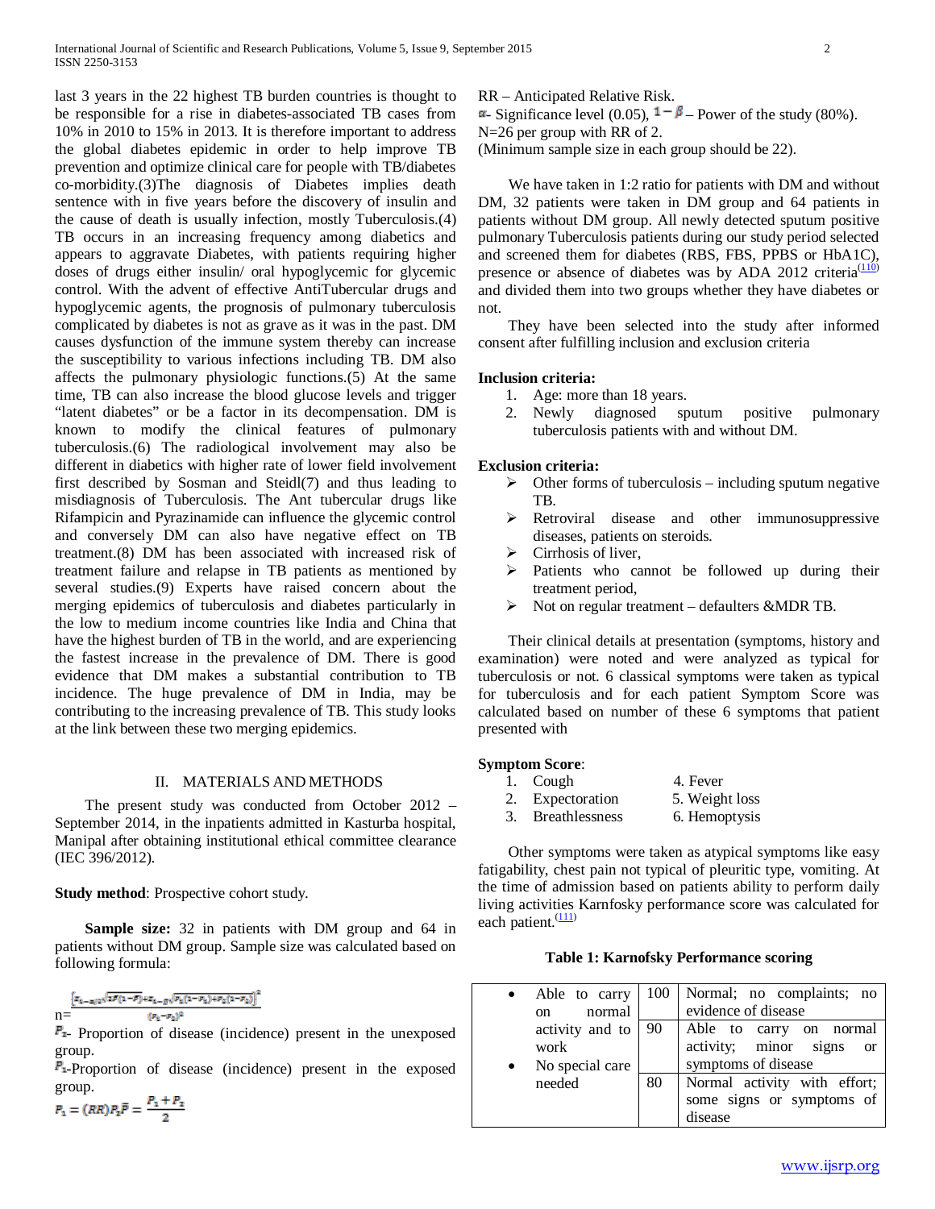last 3 years in the 22 highest TB burden countries is thought to be responsible for a rise in diabetes-associated TB cases from 10% in 2010 to 15% in 2013. It is therefore important to address the global diabetes epidemic in order to help improve TB prevention and optimize clinical care for people with TB/diabetes co-morbidity.(3)The diagnosis of Diabetes implies death sentence with in five years before the discovery of insulin and the cause of death is usually infection, mostly Tuberculosis.(4) TB occurs in an increasing frequency among diabetics and appears to aggravate Diabetes, with patients requiring higher doses of drugs either insulin/ oral hypoglycemic for glycemic control. With the advent of effective AntiTubercular drugs and hypoglycemic agents, the prognosis of pulmonary tuberculosis complicated by diabetes is not as grave as it was in the past. DM causes dysfunction of the immune system thereby can increase the susceptibility to various infections including TB. DM also affects the pulmonary physiologic functions.(5) At the same time, TB can also increase the blood glucose levels and trigger "latent diabetes" or be a factor in its decompensation. DM is known to modify the clinical features of pulmonary tuberculosis.(6) The radiological involvement may also be different in diabetics with higher rate of lower field involvement first described by Sosman and Steidl(7) and thus leading to misdiagnosis of Tuberculosis. The Ant tubercular drugs like Rifampicin and Pyrazinamide can influence the glycemic control and conversely DM can also have negative effect on TB treatment.(8) DM has been associated with increased risk of treatment failure and relapse in TB patients as mentioned by several studies.(9) Experts have raised concern about the merging epidemics of tuberculosis and diabetes particularly in the low to medium income countries like India and China that have the highest burden of TB in the world, and are experiencing the fastest increase in the prevalence of DM. There is good evidence that DM makes a substantial contribution to TB incidence. The huge prevalence of DM in India, may be contributing to the increasing prevalence of TB. This study looks at the link between these two merging epidemics.

## II. MATERIALS AND METHODS

The present study was conducted from October 2012 – September 2014, in the inpatients admitted in Kasturba hospital, Manipal after obtaining institutional ethical committee clearance (IEC 396/2012).

**Study method**: Prospective cohort study.

**Sample size:** 32 in patients with DM group and 64 in patients without DM group. Sample size was calculated based on following formula:

$$n = \frac{\left[z_{1-\alpha/2}\sqrt{2\bar{P}(1-\bar{P})} + z_{1-\beta}\sqrt{P_1(1-P_1)+P_2(1-P_2)}\right]^2}{(P_1-P_2)^2}$$

$P_2$- Proportion of disease (incidence) present in the unexposed group.

$P_1$-Proportion of disease (incidence) present in the exposed group.

$$P_1 = (RR)P_2 \quad \bar{P} = \frac{P_1 + P_2}{2}$$

RR – Anticipated Relative Risk.

$\alpha$- Significance level (0.05), $1-\beta$ – Power of the study (80%).

N=26 per group with RR of 2.

(Minimum sample size in each group should be 22).

We have taken in 1:2 ratio for patients with DM and without DM, 32 patients were taken in DM group and 64 patients in patients without DM group. All newly detected sputum positive pulmonary Tuberculosis patients during our study period selected and screened them for diabetes (RBS, FBS, PPBS or HbA1C), presence or absence of diabetes was by ADA 2012 criteria[110] and divided them into two groups whether they have diabetes or not.

They have been selected into the study after informed consent after fulfilling inclusion and exclusion criteria

**Inclusion criteria:**

1. Age: more than 18 years.
2. Newly diagnosed sputum positive pulmonary tuberculosis patients with and without DM.

**Exclusion criteria:**

- Other forms of tuberculosis – including sputum negative TB.
- Retroviral disease and other immunosuppressive diseases, patients on steroids.
- Cirrhosis of liver,
- Patients who cannot be followed up during their treatment period,
- Not on regular treatment – defaulters &MDR TB.

Their clinical details at presentation (symptoms, history and examination) were noted and were analyzed as typical for tuberculosis or not. 6 classical symptoms were taken as typical for tuberculosis and for each patient Symptom Score was calculated based on number of these 6 symptoms that patient presented with

**Symptom Score**:

1. Cough
2. Expectoration
3. Breathlessness
4. Fever
5. Weight loss
6. Hemoptysis

Other symptoms were taken as atypical symptoms like easy fatigability, chest pain not typical of pleuritic type, vomiting. At the time of admission based on patients ability to perform daily living activities Karnfosky performance score was calculated for each patient.[111]

**Table 1: Karnofsky Performance scoring**

| | | |
|---|---|---|
| • Able to carry on normal activity and to work<br>• No special care needed | 100 | Normal; no complaints; no evidence of disease |
| | 90 | Able to carry on normal activity; minor signs or symptoms of disease |
| | 80 | Normal activity with effort; some signs or symptoms of disease |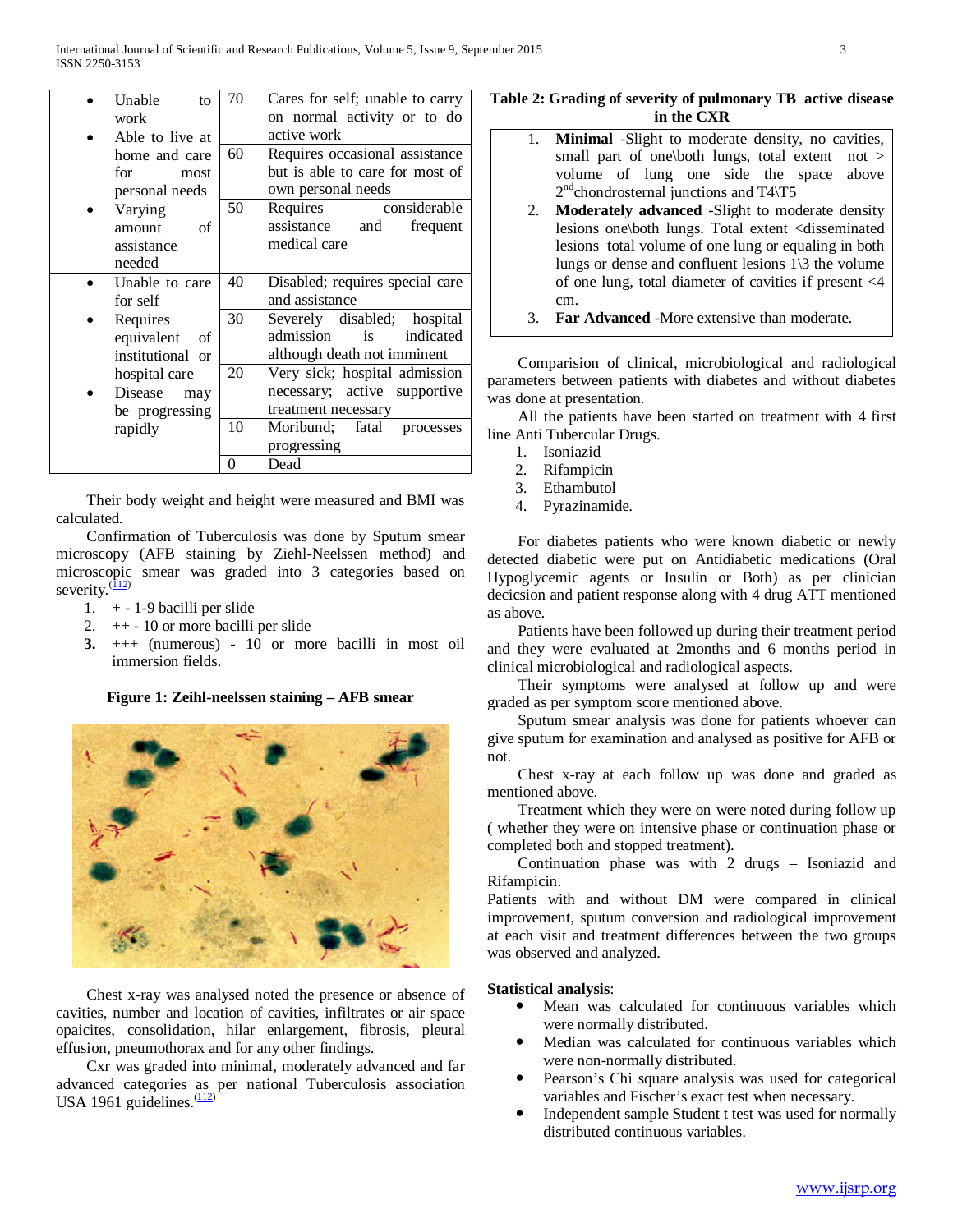| | | |
|---|---|---|
| • Unable to work<br>• Able to live at home and care for most personal needs<br>• Varying amount of assistance needed | 70 | Cares for self; unable to carry on normal activity or to do active work |
| | 60 | Requires occasional assistance but is able to care for most of own personal needs |
| | 50 | Requires considerable assistance and frequent medical care |
| • Unable to care for self<br>• Requires equivalent of institutional or hospital care<br>• Disease may be progressing rapidly | 40 | Disabled; requires special care and assistance |
| | 30 | Severely disabled; hospital admission is indicated although death not imminent |
| | 20 | Very sick; hospital admission necessary; active supportive treatment necessary |
| | 10 | Moribund; fatal processes progressing |
| | 0 | Dead |

Their body weight and height were measured and BMI was calculated.

Confirmation of Tuberculosis was done by Sputum smear microscopy (AFB staining by Ziehl-Neelssen method) and microscopic smear was graded into 3 categories based on severity.[112]

1. \+ - 1-9 bacilli per slide
2. ++ - 10 or more bacilli per slide
3. +++ (numerous) - 10 or more bacilli in most oil immersion fields.

**Figure 1: Zeihl-neelssen staining – AFB smear**

Chest x-ray was analysed noted the presence or absence of cavities, number and location of cavities, infiltrates or air space opaicites, consolidation, hilar enlargement, fibrosis, pleural effusion, pneumothorax and for any other findings.

Cxr was graded into minimal, moderately advanced and far advanced categories as per national Tuberculosis association USA 1961 guidelines.[112]

**Table 2: Grading of severity of pulmonary TB active disease in the CXR**

1. **Minimal** -Slight to moderate density, no cavities, small part of one\both lungs, total extent not > volume of lung one side the space above 2nd chondrosternal junctions and T4\T5
2. **Moderately advanced** -Slight to moderate density lesions one\both lungs. Total extent <disseminated lesions total volume of one lung or equaling in both lungs or dense and confluent lesions 1\3 the volume of one lung, total diameter of cavities if present <4 cm.
3. **Far Advanced** -More extensive than moderate.

Comparision of clinical, microbiological and radiological parameters between patients with diabetes and without diabetes was done at presentation.

All the patients have been started on treatment with 4 first line Anti Tubercular Drugs.

1. Isoniazid
2. Rifampicin
3. Ethambutol
4. Pyrazinamide.

For diabetes patients who were known diabetic or newly detected diabetic were put on Antidiabetic medications (Oral Hypoglycemic agents or Insulin or Both) as per clinician decicsion and patient response along with 4 drug ATT mentioned as above.

Patients have been followed up during their treatment period and they were evaluated at 2months and 6 months period in clinical microbiological and radiological aspects.

Their symptoms were analysed at follow up and were graded as per symptom score mentioned above.

Sputum smear analysis was done for patients whoever can give sputum for examination and analysed as positive for AFB or not.

Chest x-ray at each follow up was done and graded as mentioned above.

Treatment which they were on were noted during follow up ( whether they were on intensive phase or continuation phase or completed both and stopped treatment).

Continuation phase was with 2 drugs – Isoniazid and Rifampicin.

Patients with and without DM were compared in clinical improvement, sputum conversion and radiological improvement at each visit and treatment differences between the two groups was observed and analyzed.

**Statistical analysis**:

- Mean was calculated for continuous variables which were normally distributed.
- Median was calculated for continuous variables which were non-normally distributed.
- Pearson's Chi square analysis was used for categorical variables and Fischer's exact test when necessary.
- Independent sample Student t test was used for normally distributed continuous variables.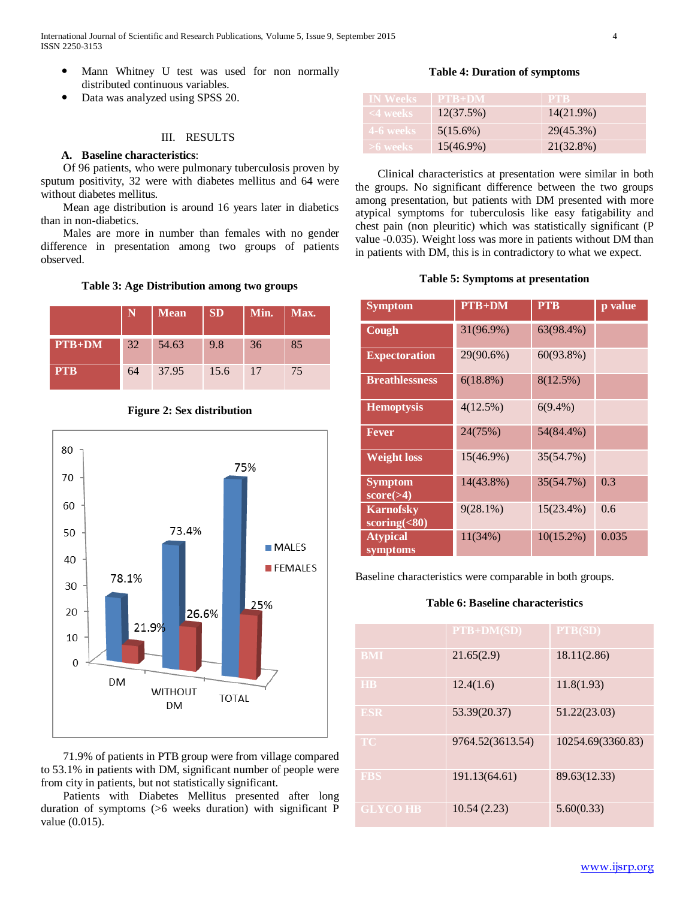- Mann Whitney U test was used for non normally distributed continuous variables.
- Data was analyzed using SPSS 20.

## III. RESULTS

### A. Baseline characteristics:

Of 96 patients, who were pulmonary tuberculosis proven by sputum positivity, 32 were with diabetes mellitus and 64 were without diabetes mellitus.

Mean age distribution is around 16 years later in diabetics than in non-diabetics.

Males are more in number than females with no gender difference in presentation among two groups of patients observed.

**Table 3: Age Distribution among two groups**

| | N | Mean | SD | Min. | Max. |
|---|---|---|---|---|---|
| PTB+DM | 32 | 54.63 | 9.8 | 36 | 85 |
| PTB | 64 | 37.95 | 15.6 | 17 | 75 |

**Figure 2: Sex distribution**

| | MALES | FEMALES |
|---|---|---|
| DM | 78.1% | 21.9% |
| WITHOUT DM | 73.4% | 26.6% |
| TOTAL | 75% | 25% |

71.9% of patients in PTB group were from village compared to 53.1% in patients with DM, significant number of people were from city in patients, but not statistically significant.

Patients with Diabetes Mellitus presented after long duration of symptoms (>6 weeks duration) with significant P value (0.015).

**Table 4: Duration of symptoms**

| IN Weeks | PTB+DM | PTB |
|---|---|---|
| <4 weeks | 12(37.5%) | 14(21.9%) |
| 4-6 weeks | 5(15.6%) | 29(45.3%) |
| >6 weeks | 15(46.9%) | 21(32.8%) |

Clinical characteristics at presentation were similar in both the groups. No significant difference between the two groups among presentation, but patients with DM presented with more atypical symptoms for tuberculosis like easy fatigability and chest pain (non pleuritic) which was statistically significant (P value -0.035). Weight loss was more in patients without DM than in patients with DM, this is in contradictory to what we expect.

**Table 5: Symptoms at presentation**

| Symptom | PTB+DM | PTB | p value |
|---|---|---|---|
| Cough | 31(96.9%) | 63(98.4%) | |
| Expectoration | 29(90.6%) | 60(93.8%) | |
| Breathlessness | 6(18.8%) | 8(12.5%) | |
| Hemoptysis | 4(12.5%) | 6(9.4%) | |
| Fever | 24(75%) | 54(84.4%) | |
| Weight loss | 15(46.9%) | 35(54.7%) | |
| Symptom score(>4) | 14(43.8%) | 35(54.7%) | 0.3 |
| Karnofsky scoring(<80) | 9(28.1%) | 15(23.4%) | 0.6 |
| Atypical symptoms | 11(34%) | 10(15.2%) | 0.035 |

Baseline characteristics were comparable in both groups.

**Table 6: Baseline characteristics**

| | PTB+DM(SD) | PTB(SD) |
|---|---|---|
| BMI | 21.65(2.9) | 18.11(2.86) |
| HB | 12.4(1.6) | 11.8(1.93) |
| ESR | 53.39(20.37) | 51.22(23.03) |
| TC | 9764.52(3613.54) | 10254.69(3360.83) |
| FBS | 191.13(64.61) | 89.63(12.33) |
| GLYCO HB | 10.54 (2.23) | 5.60(0.33) |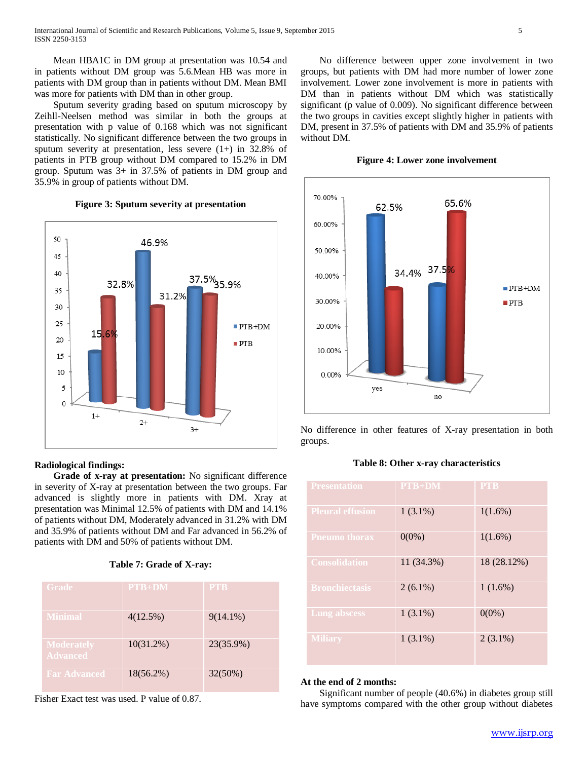Mean HBA1C in DM group at presentation was 10.54 and in patients without DM group was 5.6.Mean HB was more in patients with DM group than in patients without DM. Mean BMI was more for patients with DM than in other group.

Sputum severity grading based on sputum microscopy by Zeihll-Neelsen method was similar in both the groups at presentation with p value of 0.168 which was not significant statistically. No significant difference between the two groups in sputum severity at presentation, less severe (1+) in 32.8% of patients in PTB group without DM compared to 15.2% in DM group. Sputum was 3+ in 37.5% of patients in DM group and 35.9% in group of patients without DM.

**Figure 3: Sputum severity at presentation**

### Radiological findings:

**Grade of x-ray at presentation:** No significant difference in severity of X-ray at presentation between the two groups. Far advanced is slightly more in patients with DM. Xray at presentation was Minimal 12.5% of patients with DM and 14.1% of patients without DM, Moderately advanced in 31.2% with DM and 35.9% of patients without DM and Far advanced in 56.2% of patients with DM and 50% of patients without DM.

**Table 7: Grade of X-ray:**

| Grade | PTB+DM | PTB |
|---|---|---|
| Minimal | 4(12.5%) | 9(14.1%) |
| Moderately Advanced | 10(31.2%) | 23(35.9%) |
| Far Advanced | 18(56.2%) | 32(50%) |

Fisher Exact test was used. P value of 0.87.

No difference between upper zone involvement in two groups, but patients with DM had more number of lower zone involvement. Lower zone involvement is more in patients with DM than in patients without DM which was statistically significant (p value of 0.009). No significant difference between the two groups in cavities except slightly higher in patients with DM, present in 37.5% of patients with DM and 35.9% of patients without DM.

**Figure 4: Lower zone involvement**

No difference in other features of X-ray presentation in both groups.

**Table 8: Other x-ray characteristics**

| Presentation | PTB+DM | PTB |
|---|---|---|
| Pleural effusion | 1 (3.1%) | 1(1.6%) |
| Pneumo thorax | 0(0%) | 1(1.6%) |
| Consolidation | 11 (34.3%) | 18 (28.12%) |
| Bronchiectasis | 2 (6.1%) | 1 (1.6%) |
| Lung abscess | 1 (3.1%) | 0(0%) |
| Miliary | 1 (3.1%) | 2 (3.1%) |

### At the end of 2 months:

Significant number of people (40.6%) in diabetes group still have symptoms compared with the other group without diabetes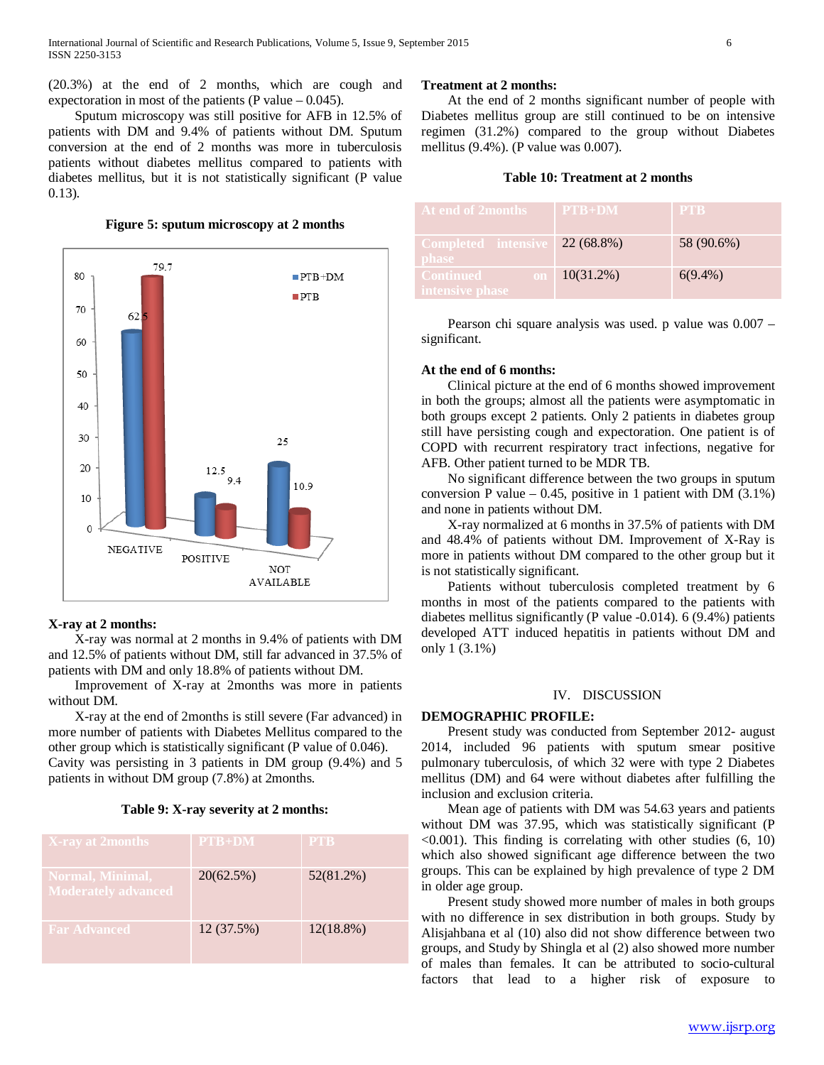(20.3%) at the end of 2 months, which are cough and expectoration in most of the patients (P value – 0.045).

Sputum microscopy was still positive for AFB in 12.5% of patients with DM and 9.4% of patients without DM. Sputum conversion at the end of 2 months was more in tuberculosis patients without diabetes mellitus compared to patients with diabetes mellitus, but it is not statistically significant (P value 0.13).

**Figure 5: sputum microscopy at 2 months**

| | PTB+DM | PTB |
|---|---|---|
| NEGATIVE | 62.5 | 79.7 |
| POSITIVE | 12.5 | 9.4 |
| NOT AVAILABLE | 25 | 10.9 |

**X-ray at 2 months:**

X-ray was normal at 2 months in 9.4% of patients with DM and 12.5% of patients without DM, still far advanced in 37.5% of patients with DM and only 18.8% of patients without DM.

Improvement of X-ray at 2months was more in patients without DM.

X-ray at the end of 2months is still severe (Far advanced) in more number of patients with Diabetes Mellitus compared to the other group which is statistically significant (P value of 0.046). Cavity was persisting in 3 patients in DM group (9.4%) and 5 patients in without DM group (7.8%) at 2months.

**Table 9: X-ray severity at 2 months:**

| X-ray at 2months | PTB+DM | PTB |
|---|---|---|
| Normal, Minimal, Moderately advanced | 20(62.5%) | 52(81.2%) |
| Far Advanced | 12 (37.5%) | 12(18.8%) |

**Treatment at 2 months:**

At the end of 2 months significant number of people with Diabetes mellitus group are still continued to be on intensive regimen (31.2%) compared to the group without Diabetes mellitus (9.4%). (P value was 0.007).

**Table 10: Treatment at 2 months**

| At end of 2months | PTB+DM | PTB |
|---|---|---|
| Completed intensive phase | 22 (68.8%) | 58 (90.6%) |
| Continued on intensive phase | 10(31.2%) | 6(9.4%) |

Pearson chi square analysis was used. p value was 0.007 – significant.

**At the end of 6 months:**

Clinical picture at the end of 6 months showed improvement in both the groups; almost all the patients were asymptomatic in both groups except 2 patients. Only 2 patients in diabetes group still have persisting cough and expectoration. One patient is of COPD with recurrent respiratory tract infections, negative for AFB. Other patient turned to be MDR TB.

No significant difference between the two groups in sputum conversion P value – 0.45, positive in 1 patient with DM (3.1%) and none in patients without DM.

X-ray normalized at 6 months in 37.5% of patients with DM and 48.4% of patients without DM. Improvement of X-Ray is more in patients without DM compared to the other group but it is not statistically significant.

Patients without tuberculosis completed treatment by 6 months in most of the patients compared to the patients with diabetes mellitus significantly (P value -0.014). 6 (9.4%) patients developed ATT induced hepatitis in patients without DM and only 1 (3.1%)

## IV. DISCUSSION

**DEMOGRAPHIC PROFILE:**

Present study was conducted from September 2012- august 2014, included 96 patients with sputum smear positive pulmonary tuberculosis, of which 32 were with type 2 Diabetes mellitus (DM) and 64 were without diabetes after fulfilling the inclusion and exclusion criteria.

Mean age of patients with DM was 54.63 years and patients without DM was 37.95, which was statistically significant (P <0.001). This finding is correlating with other studies (6, 10) which also showed significant age difference between the two groups. This can be explained by high prevalence of type 2 DM in older age group.

Present study showed more number of males in both groups with no difference in sex distribution in both groups. Study by Alisjahbana et al (10) also did not show difference between two groups, and Study by Shingla et al (2) also showed more number of males than females. It can be attributed to socio-cultural factors that lead to a higher risk of exposure to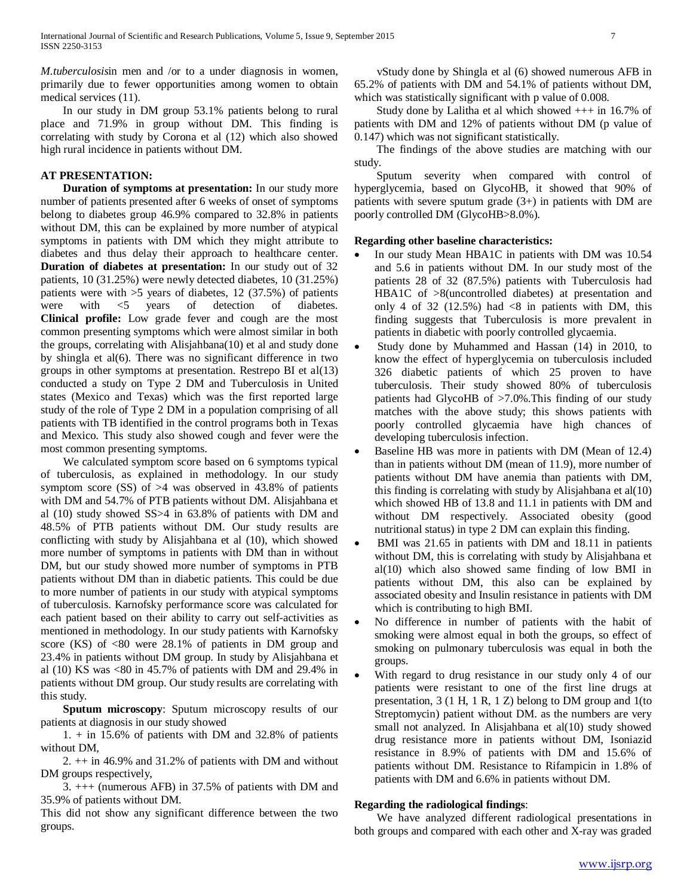*M.tuberculosis*in men and /or to a under diagnosis in women, primarily due to fewer opportunities among women to obtain medical services (11).

In our study in DM group 53.1% patients belong to rural place and 71.9% in group without DM. This finding is correlating with study by Corona et al (12) which also showed high rural incidence in patients without DM.

**AT PRESENTATION:**

**Duration of symptoms at presentation:** In our study more number of patients presented after 6 weeks of onset of symptoms belong to diabetes group 46.9% compared to 32.8% in patients without DM, this can be explained by more number of atypical symptoms in patients with DM which they might attribute to diabetes and thus delay their approach to healthcare center. **Duration of diabetes at presentation:** In our study out of 32 patients, 10 (31.25%) were newly detected diabetes, 10 (31.25%) patients were with >5 years of diabetes, 12 (37.5%) of patients were with <5 years of detection of diabetes. **Clinical profile:** Low grade fever and cough are the most common presenting symptoms which were almost similar in both the groups, correlating with Alisjahbana(10) et al and study done by shingla et al(6). There was no significant difference in two groups in other symptoms at presentation. Restrepo BI et al(13) conducted a study on Type 2 DM and Tuberculosis in United states (Mexico and Texas) which was the first reported large study of the role of Type 2 DM in a population comprising of all patients with TB identified in the control programs both in Texas and Mexico. This study also showed cough and fever were the most common presenting symptoms.

We calculated symptom score based on 6 symptoms typical of tuberculosis, as explained in methodology. In our study symptom score (SS) of >4 was observed in 43.8% of patients with DM and 54.7% of PTB patients without DM. Alisjahbana et al (10) study showed SS>4 in 63.8% of patients with DM and 48.5% of PTB patients without DM. Our study results are conflicting with study by Alisjahbana et al (10), which showed more number of symptoms in patients with DM than in without DM, but our study showed more number of symptoms in PTB patients without DM than in diabetic patients. This could be due to more number of patients in our study with atypical symptoms of tuberculosis. Karnofsky performance score was calculated for each patient based on their ability to carry out self-activities as mentioned in methodology. In our study patients with Karnofsky score (KS) of <80 were 28.1% of patients in DM group and 23.4% in patients without DM group. In study by Alisjahbana et al (10) KS was <80 in 45.7% of patients with DM and 29.4% in patients without DM group. Our study results are correlating with this study.

**Sputum microscopy**: Sputum microscopy results of our patients at diagnosis in our study showed

1. + in 15.6% of patients with DM and 32.8% of patients without DM,

2. ++ in 46.9% and 31.2% of patients with DM and without DM groups respectively,

3. +++ (numerous AFB) in 37.5% of patients with DM and 35.9% of patients without DM.

This did not show any significant difference between the two groups.

vStudy done by Shingla et al (6) showed numerous AFB in 65.2% of patients with DM and 54.1% of patients without DM, which was statistically significant with p value of 0.008.

Study done by Lalitha et al which showed +++ in 16.7% of patients with DM and 12% of patients without DM (p value of 0.147) which was not significant statistically.

The findings of the above studies are matching with our study.

Sputum severity when compared with control of hyperglycemia, based on GlycoHB, it showed that 90% of patients with severe sputum grade (3+) in patients with DM are poorly controlled DM (GlycoHB>8.0%).

**Regarding other baseline characteristics:**

- In our study Mean HBA1C in patients with DM was 10.54 and 5.6 in patients without DM. In our study most of the patients 28 of 32 (87.5%) patients with Tuberculosis had HBA1C of >8(uncontrolled diabetes) at presentation and only 4 of 32 (12.5%) had <8 in patients with DM, this finding suggests that Tuberculosis is more prevalent in patients in diabetic with poorly controlled glycaemia.
- Study done by Muhammed and Hassan (14) in 2010, to know the effect of hyperglycemia on tuberculosis included 326 diabetic patients of which 25 proven to have tuberculosis. Their study showed 80% of tuberculosis patients had GlycoHB of >7.0%.This finding of our study matches with the above study; this shows patients with poorly controlled glycaemia have high chances of developing tuberculosis infection.
- Baseline HB was more in patients with DM (Mean of 12.4) than in patients without DM (mean of 11.9), more number of patients without DM have anemia than patients with DM, this finding is correlating with study by Alisjahbana et al(10) which showed HB of 13.8 and 11.1 in patients with DM and without DM respectively. Associated obesity (good nutritional status) in type 2 DM can explain this finding.
- BMI was 21.65 in patients with DM and 18.11 in patients without DM, this is correlating with study by Alisjahbana et al(10) which also showed same finding of low BMI in patients without DM, this also can be explained by associated obesity and Insulin resistance in patients with DM which is contributing to high BMI.
- No difference in number of patients with the habit of smoking were almost equal in both the groups, so effect of smoking on pulmonary tuberculosis was equal in both the groups.
- With regard to drug resistance in our study only 4 of our patients were resistant to one of the first line drugs at presentation, 3 (1 H, 1 R, 1 Z) belong to DM group and 1(to Streptomycin) patient without DM. as the numbers are very small not analyzed. In Alisjahbana et al(10) study showed drug resistance more in patients without DM, Isoniazid resistance in 8.9% of patients with DM and 15.6% of patients without DM. Resistance to Rifampicin in 1.8% of patients with DM and 6.6% in patients without DM.

**Regarding the radiological findings**:

We have analyzed different radiological presentations in both groups and compared with each other and X-ray was graded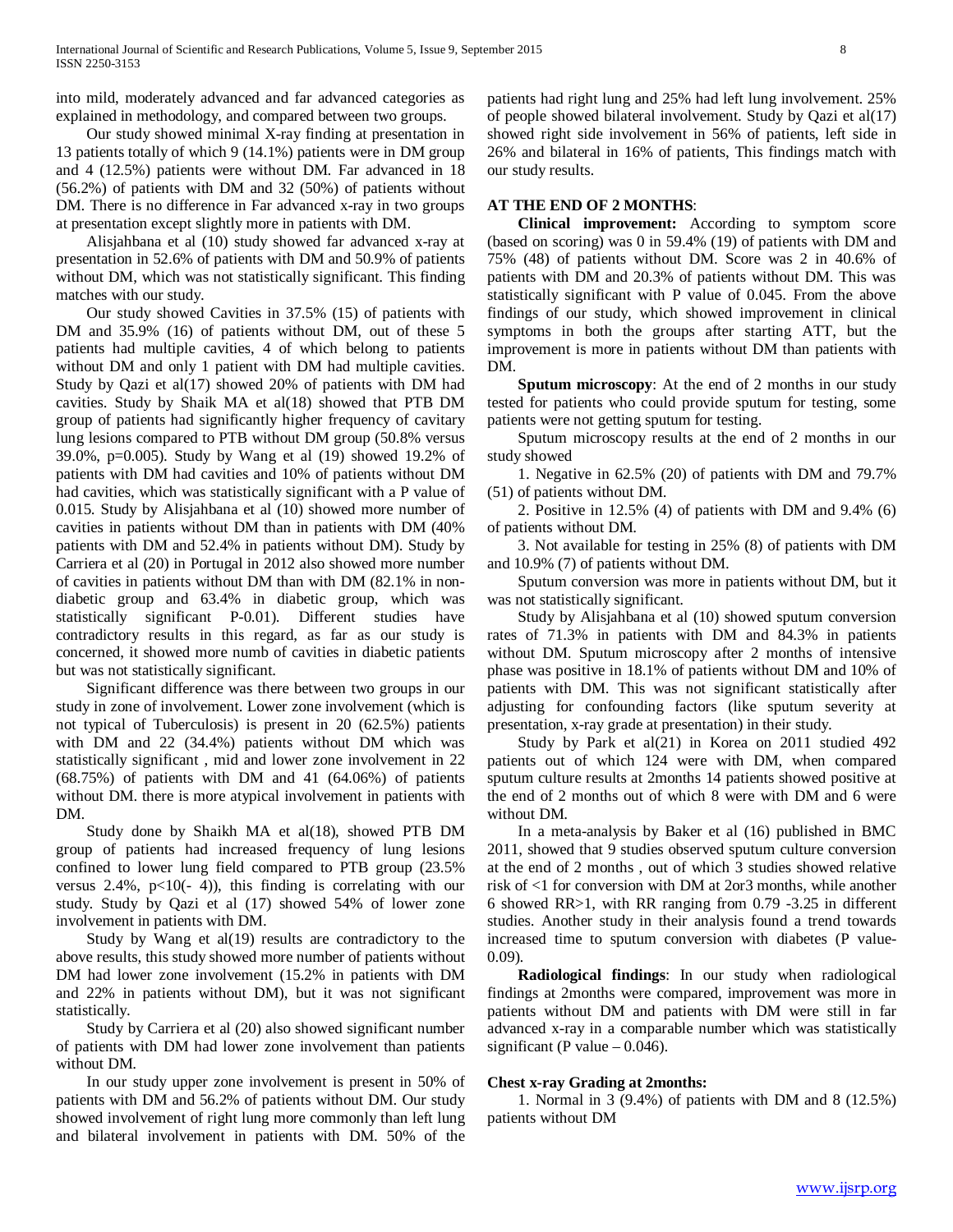into mild, moderately advanced and far advanced categories as explained in methodology, and compared between two groups.

Our study showed minimal X-ray finding at presentation in 13 patients totally of which 9 (14.1%) patients were in DM group and 4 (12.5%) patients were without DM. Far advanced in 18 (56.2%) of patients with DM and 32 (50%) of patients without DM. There is no difference in Far advanced x-ray in two groups at presentation except slightly more in patients with DM.

Alisjahbana et al (10) study showed far advanced x-ray at presentation in 52.6% of patients with DM and 50.9% of patients without DM, which was not statistically significant. This finding matches with our study.

Our study showed Cavities in 37.5% (15) of patients with DM and 35.9% (16) of patients without DM, out of these 5 patients had multiple cavities, 4 of which belong to patients without DM and only 1 patient with DM had multiple cavities. Study by Qazi et al(17) showed 20% of patients with DM had cavities. Study by Shaik MA et al(18) showed that PTB DM group of patients had significantly higher frequency of cavitary lung lesions compared to PTB without DM group (50.8% versus 39.0%, p=0.005). Study by Wang et al (19) showed 19.2% of patients with DM had cavities and 10% of patients without DM had cavities, which was statistically significant with a P value of 0.015. Study by Alisjahbana et al (10) showed more number of cavities in patients without DM than in patients with DM (40% patients with DM and 52.4% in patients without DM). Study by Carriera et al (20) in Portugal in 2012 also showed more number of cavities in patients without DM than with DM (82.1% in non-diabetic group and 63.4% in diabetic group, which was statistically significant P-0.01). Different studies have contradictory results in this regard, as far as our study is concerned, it showed more numb of cavities in diabetic patients but was not statistically significant.

Significant difference was there between two groups in our study in zone of involvement. Lower zone involvement (which is not typical of Tuberculosis) is present in 20 (62.5%) patients with DM and 22 (34.4%) patients without DM which was statistically significant , mid and lower zone involvement in 22 (68.75%) of patients with DM and 41 (64.06%) of patients without DM. there is more atypical involvement in patients with DM.

Study done by Shaikh MA et al(18), showed PTB DM group of patients had increased frequency of lung lesions confined to lower lung field compared to PTB group (23.5% versus 2.4%, $p<10(-4)$), this finding is correlating with our study. Study by Qazi et al (17) showed 54% of lower zone involvement in patients with DM.

Study by Wang et al(19) results are contradictory to the above results, this study showed more number of patients without DM had lower zone involvement (15.2% in patients with DM and 22% in patients without DM), but it was not significant statistically.

Study by Carriera et al (20) also showed significant number of patients with DM had lower zone involvement than patients without DM.

In our study upper zone involvement is present in 50% of patients with DM and 56.2% of patients without DM. Our study showed involvement of right lung more commonly than left lung and bilateral involvement in patients with DM. 50% of the patients had right lung and 25% had left lung involvement. 25% of people showed bilateral involvement. Study by Qazi et al(17) showed right side involvement in 56% of patients, left side in 26% and bilateral in 16% of patients, This findings match with our study results.

**AT THE END OF 2 MONTHS**:

**Clinical improvement:** According to symptom score (based on scoring) was 0 in 59.4% (19) of patients with DM and 75% (48) of patients without DM. Score was 2 in 40.6% of patients with DM and 20.3% of patients without DM. This was statistically significant with P value of 0.045. From the above findings of our study, which showed improvement in clinical symptoms in both the groups after starting ATT, but the improvement is more in patients without DM than patients with DM.

**Sputum microscopy**: At the end of 2 months in our study tested for patients who could provide sputum for testing, some patients were not getting sputum for testing.

Sputum microscopy results at the end of 2 months in our study showed

1. Negative in 62.5% (20) of patients with DM and 79.7% (51) of patients without DM.
2. Positive in 12.5% (4) of patients with DM and 9.4% (6) of patients without DM.
3. Not available for testing in 25% (8) of patients with DM and 10.9% (7) of patients without DM.

Sputum conversion was more in patients without DM, but it was not statistically significant.

Study by Alisjahbana et al (10) showed sputum conversion rates of 71.3% in patients with DM and 84.3% in patients without DM. Sputum microscopy after 2 months of intensive phase was positive in 18.1% of patients without DM and 10% of patients with DM. This was not significant statistically after adjusting for confounding factors (like sputum severity at presentation, x-ray grade at presentation) in their study.

Study by Park et al(21) in Korea on 2011 studied 492 patients out of which 124 were with DM, when compared sputum culture results at 2months 14 patients showed positive at the end of 2 months out of which 8 were with DM and 6 were without DM.

In a meta-analysis by Baker et al (16) published in BMC 2011, showed that 9 studies observed sputum culture conversion at the end of 2 months , out of which 3 studies showed relative risk of <1 for conversion with DM at 2or3 months, while another 6 showed RR>1, with RR ranging from 0.79 -3.25 in different studies. Another study in their analysis found a trend towards increased time to sputum conversion with diabetes (P value- 0.09).

**Radiological findings**: In our study when radiological findings at 2months were compared, improvement was more in patients without DM and patients with DM were still in far advanced x-ray in a comparable number which was statistically significant (P value – 0.046).

**Chest x-ray Grading at 2months:**

1. Normal in 3 (9.4%) of patients with DM and 8 (12.5%) patients without DM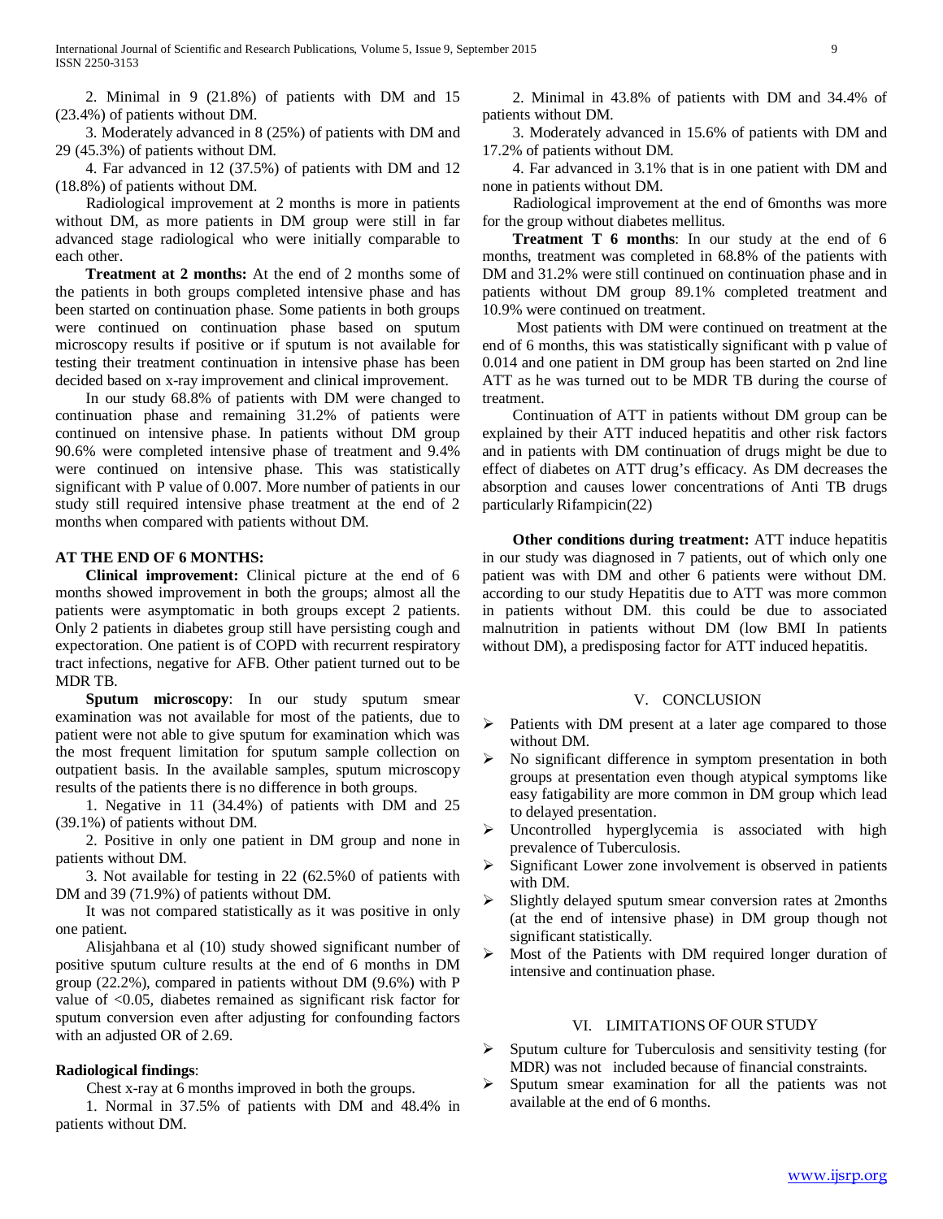2. Minimal in 9 (21.8%) of patients with DM and 15 (23.4%) of patients without DM.

3. Moderately advanced in 8 (25%) of patients with DM and 29 (45.3%) of patients without DM.

4. Far advanced in 12 (37.5%) of patients with DM and 12 (18.8%) of patients without DM.

Radiological improvement at 2 months is more in patients without DM, as more patients in DM group were still in far advanced stage radiological who were initially comparable to each other.

**Treatment at 2 months:** At the end of 2 months some of the patients in both groups completed intensive phase and has been started on continuation phase. Some patients in both groups were continued on continuation phase based on sputum microscopy results if positive or if sputum is not available for testing their treatment continuation in intensive phase has been decided based on x-ray improvement and clinical improvement.

In our study 68.8% of patients with DM were changed to continuation phase and remaining 31.2% of patients were continued on intensive phase. In patients without DM group 90.6% were completed intensive phase of treatment and 9.4% were continued on intensive phase. This was statistically significant with P value of 0.007. More number of patients in our study still required intensive phase treatment at the end of 2 months when compared with patients without DM.

**AT THE END OF 6 MONTHS:**

**Clinical improvement:** Clinical picture at the end of 6 months showed improvement in both the groups; almost all the patients were asymptomatic in both groups except 2 patients. Only 2 patients in diabetes group still have persisting cough and expectoration. One patient is of COPD with recurrent respiratory tract infections, negative for AFB. Other patient turned out to be MDR TB.

**Sputum microscopy**: In our study sputum smear examination was not available for most of the patients, due to patient were not able to give sputum for examination which was the most frequent limitation for sputum sample collection on outpatient basis. In the available samples, sputum microscopy results of the patients there is no difference in both groups.

1. Negative in 11 (34.4%) of patients with DM and 25 (39.1%) of patients without DM.

2. Positive in only one patient in DM group and none in patients without DM.

3. Not available for testing in 22 (62.5%0 of patients with DM and 39 (71.9%) of patients without DM.

It was not compared statistically as it was positive in only one patient.

Alisjahbana et al (10) study showed significant number of positive sputum culture results at the end of 6 months in DM group (22.2%), compared in patients without DM (9.6%) with P value of <0.05, diabetes remained as significant risk factor for sputum conversion even after adjusting for confounding factors with an adjusted OR of 2.69.

**Radiological findings**:

Chest x-ray at 6 months improved in both the groups.

1. Normal in 37.5% of patients with DM and 48.4% in patients without DM.

2. Minimal in 43.8% of patients with DM and 34.4% of patients without DM.

3. Moderately advanced in 15.6% of patients with DM and 17.2% of patients without DM.

4. Far advanced in 3.1% that is in one patient with DM and none in patients without DM.

Radiological improvement at the end of 6months was more for the group without diabetes mellitus.

**Treatment T 6 months**: In our study at the end of 6 months, treatment was completed in 68.8% of the patients with DM and 31.2% were still continued on continuation phase and in patients without DM group 89.1% completed treatment and 10.9% were continued on treatment.

Most patients with DM were continued on treatment at the end of 6 months, this was statistically significant with p value of 0.014 and one patient in DM group has been started on 2nd line ATT as he was turned out to be MDR TB during the course of treatment.

Continuation of ATT in patients without DM group can be explained by their ATT induced hepatitis and other risk factors and in patients with DM continuation of drugs might be due to effect of diabetes on ATT drug's efficacy. As DM decreases the absorption and causes lower concentrations of Anti TB drugs particularly Rifampicin(22)

**Other conditions during treatment:** ATT induce hepatitis in our study was diagnosed in 7 patients, out of which only one patient was with DM and other 6 patients were without DM. according to our study Hepatitis due to ATT was more common in patients without DM. this could be due to associated malnutrition in patients without DM (low BMI In patients without DM), a predisposing factor for ATT induced hepatitis.

## V. CONCLUSION

- Patients with DM present at a later age compared to those without DM.
- No significant difference in symptom presentation in both groups at presentation even though atypical symptoms like easy fatigability are more common in DM group which lead to delayed presentation.
- Uncontrolled hyperglycemia is associated with high prevalence of Tuberculosis.
- Significant Lower zone involvement is observed in patients with DM.
- Slightly delayed sputum smear conversion rates at 2months (at the end of intensive phase) in DM group though not significant statistically.
- Most of the Patients with DM required longer duration of intensive and continuation phase.

## VI. LIMITATIONS OF OUR STUDY

- Sputum culture for Tuberculosis and sensitivity testing (for MDR) was not included because of financial constraints.
- Sputum smear examination for all the patients was not available at the end of 6 months.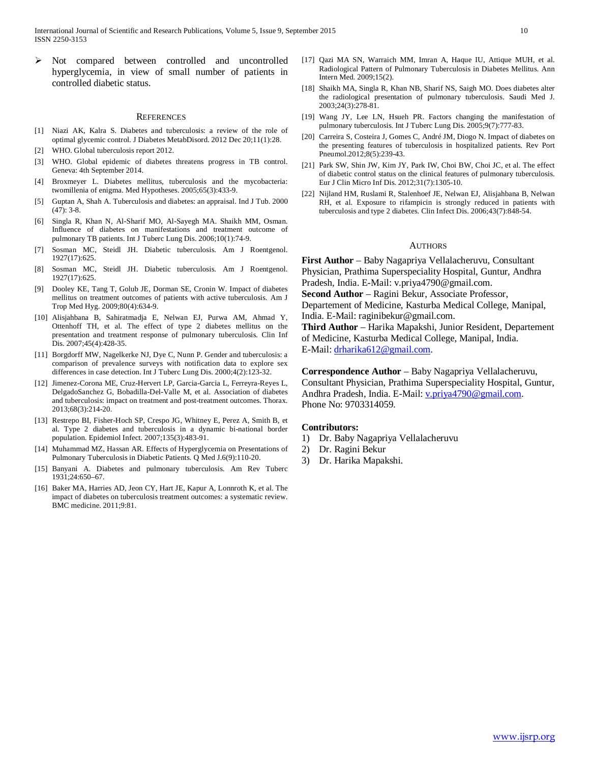- Not compared between controlled and uncontrolled hyperglycemia, in view of small number of patients in controlled diabetic status.

## REFERENCES

[1] Niazi AK, Kalra S. Diabetes and tuberculosis: a review of the role of optimal glycemic control. J Diabetes MetabDisord. 2012 Dec 20;11(1):28.

[2] WHO. Global tuberculosis report 2012.

[3] WHO. Global epidemic of diabetes threatens progress in TB control. Geneva: 4th September 2014.

[4] Broxmeyer L. Diabetes mellitus, tuberculosis and the mycobacteria: twomillenia of enigma. Med Hypotheses. 2005;65(3):433-9.

[5] Guptan A, Shah A. Tuberculosis and diabetes: an appraisal. Ind J Tub. 2000 (47): 3-8.

[6] Singla R, Khan N, Al-Sharif MO, Al-Sayegh MA. Shaikh MM, Osman. Influence of diabetes on manifestations and treatment outcome of pulmonary TB patients. Int J Tuberc Lung Dis. 2006;10(1):74-9.

[7] Sosman MC, Steidl JH. Diabetic tuberculosis. Am J Roentgenol. 1927(17):625.

[8] Sosman MC, Steidl JH. Diabetic tuberculosis. Am J Roentgenol. 1927(17):625.

[9] Dooley KE, Tang T, Golub JE, Dorman SE, Cronin W. Impact of diabetes mellitus on treatment outcomes of patients with active tuberculosis. Am J Trop Med Hyg. 2009;80(4):634-9.

[10] Alisjahbana B, Sahiratmadja E, Nelwan EJ, Purwa AM, Ahmad Y, Ottenhoff TH, et al. The effect of type 2 diabetes mellitus on the presentation and treatment response of pulmonary tuberculosis. Clin Inf Dis. 2007;45(4):428-35.

[11] Borgdorff MW, Nagelkerke NJ, Dye C, Nunn P. Gender and tuberculosis: a comparison of prevalence surveys with notification data to explore sex differences in case detection. Int J Tuberc Lung Dis. 2000;4(2):123-32.

[12] Jimenez-Corona ME, Cruz-Hervert LP, Garcia-Garcia L, Ferreyra-Reyes L, DelgadoSanchez G, Bobadilla-Del-Valle M, et al. Association of diabetes and tuberculosis: impact on treatment and post-treatment outcomes. Thorax. 2013;68(3):214-20.

[13] Restrepo BI, Fisher-Hoch SP, Crespo JG, Whitney E, Perez A, Smith B, et al. Type 2 diabetes and tuberculosis in a dynamic bi-national border population. Epidemiol Infect. 2007;135(3):483-91.

[14] Muhammad MZ, Hassan AR. Effects of Hyperglycemia on Presentations of Pulmonary Tuberculosis in Diabetic Patients. Q Med J.6(9):110-20.

[15] Banyani A. Diabetes and pulmonary tuberculosis. Am Rev Tuberc 1931;24:650–67.

[16] Baker MA, Harries AD, Jeon CY, Hart JE, Kapur A, Lonnroth K, et al. The impact of diabetes on tuberculosis treatment outcomes: a systematic review. BMC medicine. 2011;9:81.

[17] Qazi MA SN, Warraich MM, Imran A, Haque IU, Attique MUH, et al. Radiological Pattern of Pulmonary Tuberculosis in Diabetes Mellitus. Ann Intern Med. 2009;15(2).

[18] Shaikh MA, Singla R, Khan NB, Sharif NS, Saigh MO. Does diabetes alter the radiological presentation of pulmonary tuberculosis. Saudi Med J. 2003;24(3):278-81.

[19] Wang JY, Lee LN, Hsueh PR. Factors changing the manifestation of pulmonary tuberculosis. Int J Tuberc Lung Dis. 2005;9(7):777-83.

[20] Carreira S, Costeira J, Gomes C, André JM, Diogo N. Impact of diabetes on the presenting features of tuberculosis in hospitalized patients. Rev Port Pneumol.2012;8(5):239-43.

[21] Park SW, Shin JW, Kim JY, Park IW, Choi BW, Choi JC, et al. The effect of diabetic control status on the clinical features of pulmonary tuberculosis. Eur J Clin Micro Inf Dis. 2012;31(7):1305-10.

[22] Nijland HM, Ruslami R, Stalenhoef JE, Nelwan EJ, Alisjahbana B, Nelwan RH, et al. Exposure to rifampicin is strongly reduced in patients with tuberculosis and type 2 diabetes. Clin Infect Dis. 2006;43(7):848-54.

## AUTHORS

**First Author** – Baby Nagapriya Vellalacheruvu, Consultant Physician, Prathima Superspeciality Hospital, Guntur, Andhra Pradesh, India. E-Mail: v.priya4790@gmail.com.

**Second Author** – Ragini Bekur, Associate Professor, Departement of Medicine, Kasturba Medical College, Manipal, India. E-Mail: raginibekur@gmail.com.

**Third Author** – Harika Mapakshi, Junior Resident, Departement of Medicine, Kasturba Medical College, Manipal, India. E-Mail: drharika612@gmail.com.

**Correspondence Author** – Baby Nagapriya Vellalacheruvu, Consultant Physician, Prathima Superspeciality Hospital, Guntur, Andhra Pradesh, India. E-Mail: v.priya4790@gmail.com. Phone No: 9703314059.

**Contributors:**

1) Dr. Baby Nagapriya Vellalacheruvu
2) Dr. Ragini Bekur
3) Dr. Harika Mapakshi.